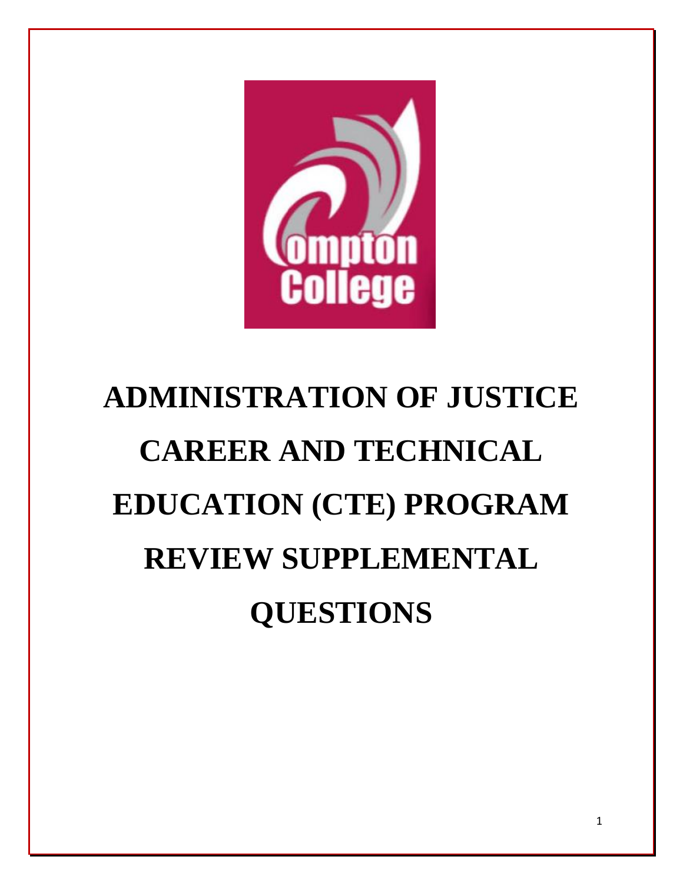# ADMINISTRATION OF JUSTICE CAREER AND TECHNICAL EDUCATION (CTE) PROGRAM REVIEW SUPPLEMENTAL QUESTIONS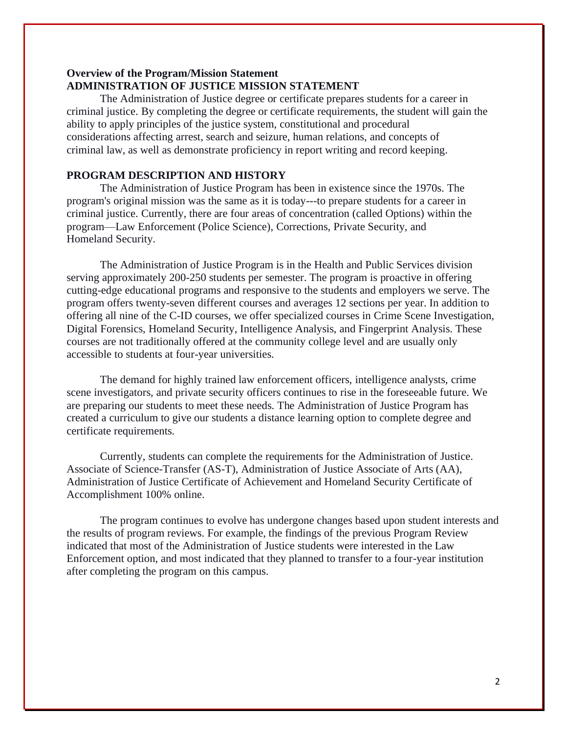**Overview of the Program/Mission Statement**

**ADMINISTRATION OF JUSTICE MISSION STATEMENT**

The Administration of Justice degree or certificate prepares students for a career in criminal justice. By completing the degree or certificate requirements, the student will gain the ability to apply principles of the justice system, constitutional and procedural considerations affecting arrest, search and seizure, human relations, and concepts of criminal law, as well as demonstrate proficiency in report writing and record keeping.

**PROGRAM DESCRIPTION AND HISTORY**

The Administration of Justice Program has been in existence since the 1970s. The program's original mission was the same as it is today---to prepare students for a career in criminal justice. Currently, there are four areas of concentration (called Options) within the program—Law Enforcement (Police Science), Corrections, Private Security, and Homeland Security.

The Administration of Justice Program is in the Health and Public Services division serving approximately 200-250 students per semester. The program is proactive in offering cutting-edge educational programs and responsive to the students and employers we serve. The program offers twenty-seven different courses and averages 12 sections per year. In addition to offering all nine of the C-ID courses, we offer specialized courses in Crime Scene Investigation, Digital Forensics, Homeland Security, Intelligence Analysis, and Fingerprint Analysis. These courses are not traditionally offered at the community college level and are usually only accessible to students at four-year universities.

The demand for highly trained law enforcement officers, intelligence analysts, crime scene investigators, and private security officers continues to rise in the foreseeable future. We are preparing our students to meet these needs. The Administration of Justice Program has created a curriculum to give our students a distance learning option to complete degree and certificate requirements.

Currently, students can complete the requirements for the Administration of Justice. Associate of Science-Transfer (AS-T), Administration of Justice Associate of Arts (AA), Administration of Justice Certificate of Achievement and Homeland Security Certificate of Accomplishment 100% online.

The program continues to evolve has undergone changes based upon student interests and the results of program reviews. For example, the findings of the previous Program Review indicated that most of the Administration of Justice students were interested in the Law Enforcement option, and most indicated that they planned to transfer to a four-year institution after completing the program on this campus.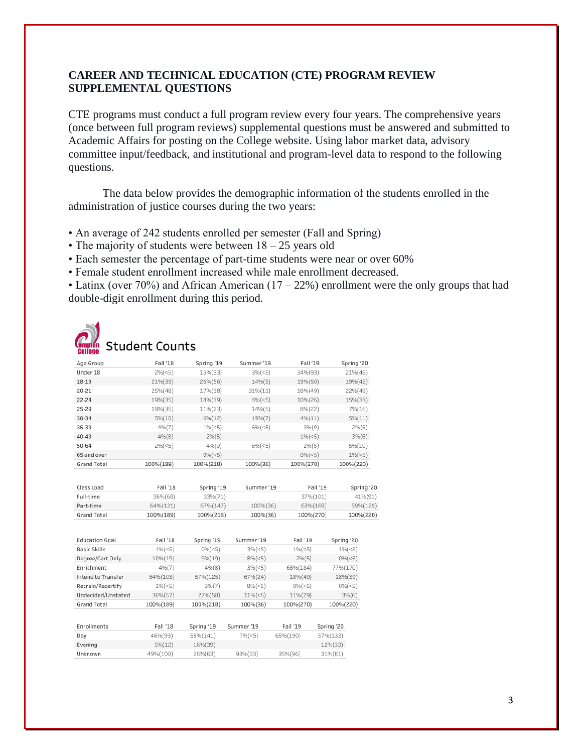**CAREER AND TECHNICAL EDUCATION (CTE) PROGRAM REVIEW SUPPLEMENTAL QUESTIONS**

CTE programs must conduct a full program review every four years. The comprehensive years (once between full program reviews) supplemental questions must be answered and submitted to Academic Affairs for posting on the College website. Using labor market data, advisory committee input/feedback, and institutional and program-level data to respond to the following questions.

The data below provides the demographic information of the students enrolled in the administration of justice courses during the two years:

- An average of 242 students enrolled per semester (Fall and Spring)
- The majority of students were between 18 – 25 years old
- Each semester the percentage of part-time students were near or over 60%
- Female student enrollment increased while male enrollment decreased.
- Latinx (over 70%) and African American (17 – 22%) enrollment were the only groups that had double-digit enrollment during this period.

Compton College

## Student Counts

| Age Group | Fall '18 | Spring '19 | Summer '19 | Fall '19 | Spring '20 |
|---|---|---|---|---|---|
| Under 18 | 2%(<5) | 15%(33) | 3%(<5) | 34%(93) | 21%(46) |
| 18-19 | 21%(39) | 26%(56) | 14%(5) | 19%(50) | 19%(42) |
| 20-21 | 25%(48) | 17%(38) | 31%(11) | 18%(49) | 22%(49) |
| 22-24 | 19%(35) | 18%(39) | 8%(<5) | 10%(26) | 15%(33) |
| 25-29 | 19%(35) | 11%(23) | 14%(5) | 8%(22) | 7%(16) |
| 30-34 | 5%(10) | 6%(12) | 19%(7) | 4%(11) | 5%(11) |
| 35-39 | 4%(7) | 1%(<5) | 6%(<5) | 3%(9) | 2%(5) |
| 40-49 | 4%(8) | 2%(5) | | 1%(<5) | 3%(6) |
| 50-64 | 2%(<5) | 4%(9) | 6%(<5) | 2%(5) | 5%(10) |
| 65 and over | | 0%(<5) | | 0%(<5) | 1%(<5) |
| Grand Total | 100%(189) | 100%(218) | 100%(36) | 100%(270) | 100%(220) |

| Class Load | Fall '18 | Spring '19 | Summer '19 | Fall '19 | Spring '20 |
|---|---|---|---|---|---|
| Full-time | 36%(68) | 33%(71) | | 37%(101) | 41%(91) |
| Part-time | 64%(121) | 67%(147) | 100%(36) | 63%(169) | 59%(129) |
| Grand Total | 100%(189) | 100%(218) | 100%(36) | 100%(270) | 100%(220) |

| Education Goal | Fall '18 | Spring '19 | Summer '19 | Fall '19 | Spring '20 |
|---|---|---|---|---|---|
| Basic Skills | 1%(<5) | 0%(<5) | 3%(<5) | 1%(<5) | 1%(<5) |
| Degree/Cert Only | 10%(19) | 9%(19) | 8%(<5) | 2%(5) | 0%(<5) |
| Enrichment | 4%(7) | 4%(8) | 3%(<5) | 68%(184) | 77%(170) |
| Intend to Transfer | 54%(103) | 57%(125) | 67%(24) | 18%(49) | 18%(39) |
| Retrain/Recertify | 1%(<5) | 3%(7) | 8%(<5) | 0%(<5) | 0%(<5) |
| Undecided/Unstated | 30%(57) | 27%(58) | 11%(<5) | 11%(29) | 3%(6) |
| Grand Total | 100%(189) | 100%(218) | 100%(36) | 100%(270) | 100%(220) |

| Enrollments | Fall '18 | Spring '19 | Summer '19 | Fall '19 | Spring '20 |
|---|---|---|---|---|---|
| Day | 46%(93) | 58%(141) | 7%(<5) | 65%(190) | 57%(133) |
| Evening | 5%(12) | 16%(39) | | | 12%(33) |
| Unknown | 49%(100) | 26%(63) | 93%(33) | 35%(96) | 31%(81) |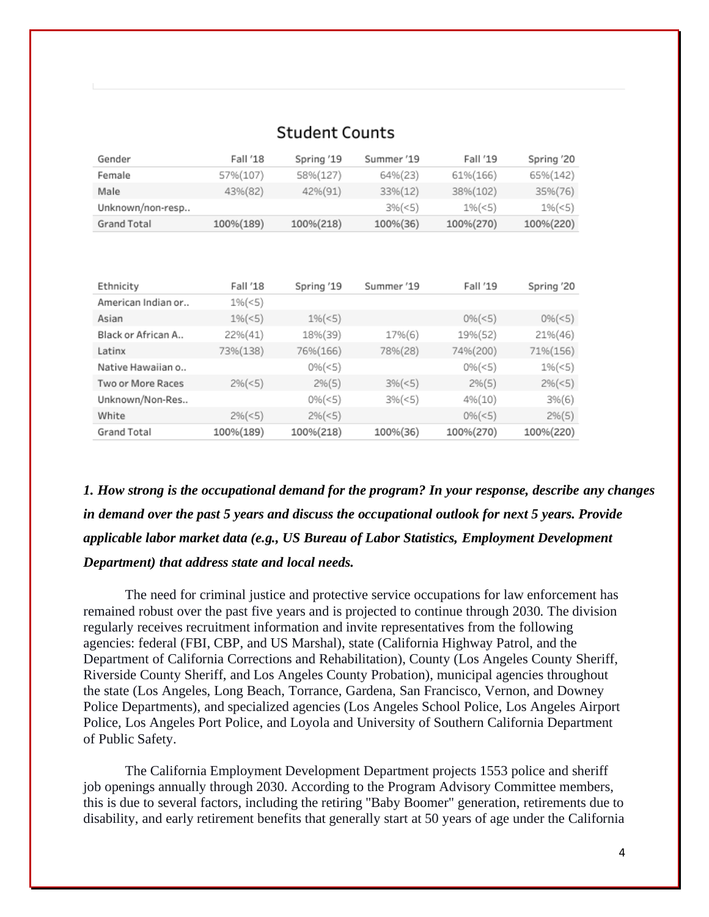## Student Counts

| Gender | Fall '18 | Spring '19 | Summer '19 | Fall '19 | Spring '20 |
|---|---|---|---|---|---|
| Female | 57%(107) | 58%(127) | 64%(23) | 61%(166) | 65%(142) |
| Male | 43%(82) | 42%(91) | 33%(12) | 38%(102) | 35%(76) |
| Unknown/non-resp.. | | | 3%(<5) | 1%(<5) | 1%(<5) |
| Grand Total | 100%(189) | 100%(218) | 100%(36) | 100%(270) | 100%(220) |

| Ethnicity | Fall '18 | Spring '19 | Summer '19 | Fall '19 | Spring '20 |
|---|---|---|---|---|---|
| American Indian or.. | 1%(<5) | | | | |
| Asian | 1%(<5) | 1%(<5) | | 0%(<5) | 0%(<5) |
| Black or African A.. | 22%(41) | 18%(39) | 17%(6) | 19%(52) | 21%(46) |
| Latinx | 73%(138) | 76%(166) | 78%(28) | 74%(200) | 71%(156) |
| Native Hawaiian o.. | | 0%(<5) | | 0%(<5) | 1%(<5) |
| Two or More Races | 2%(<5) | 2%(5) | 3%(<5) | 2%(5) | 2%(<5) |
| Unknown/Non-Res.. | | 0%(<5) | 3%(<5) | 4%(10) | 3%(6) |
| White | 2%(<5) | 2%(<5) | | 0%(<5) | 2%(5) |
| Grand Total | 100%(189) | 100%(218) | 100%(36) | 100%(270) | 100%(220) |

***1. How strong is the occupational demand for the program? In your response, describe any changes in demand over the past 5 years and discuss the occupational outlook for next 5 years. Provide applicable labor market data (e.g., US Bureau of Labor Statistics, Employment Development Department) that address state and local needs.***

The need for criminal justice and protective service occupations for law enforcement has remained robust over the past five years and is projected to continue through 2030. The division regularly receives recruitment information and invite representatives from the following agencies: federal (FBI, CBP, and US Marshal), state (California Highway Patrol, and the Department of California Corrections and Rehabilitation), County (Los Angeles County Sheriff, Riverside County Sheriff, and Los Angeles County Probation), municipal agencies throughout the state (Los Angeles, Long Beach, Torrance, Gardena, San Francisco, Vernon, and Downey Police Departments), and specialized agencies (Los Angeles School Police, Los Angeles Airport Police, Los Angeles Port Police, and Loyola and University of Southern California Department of Public Safety.

The California Employment Development Department projects 1553 police and sheriff job openings annually through 2030. According to the Program Advisory Committee members, this is due to several factors, including the retiring "Baby Boomer" generation, retirements due to disability, and early retirement benefits that generally start at 50 years of age under the California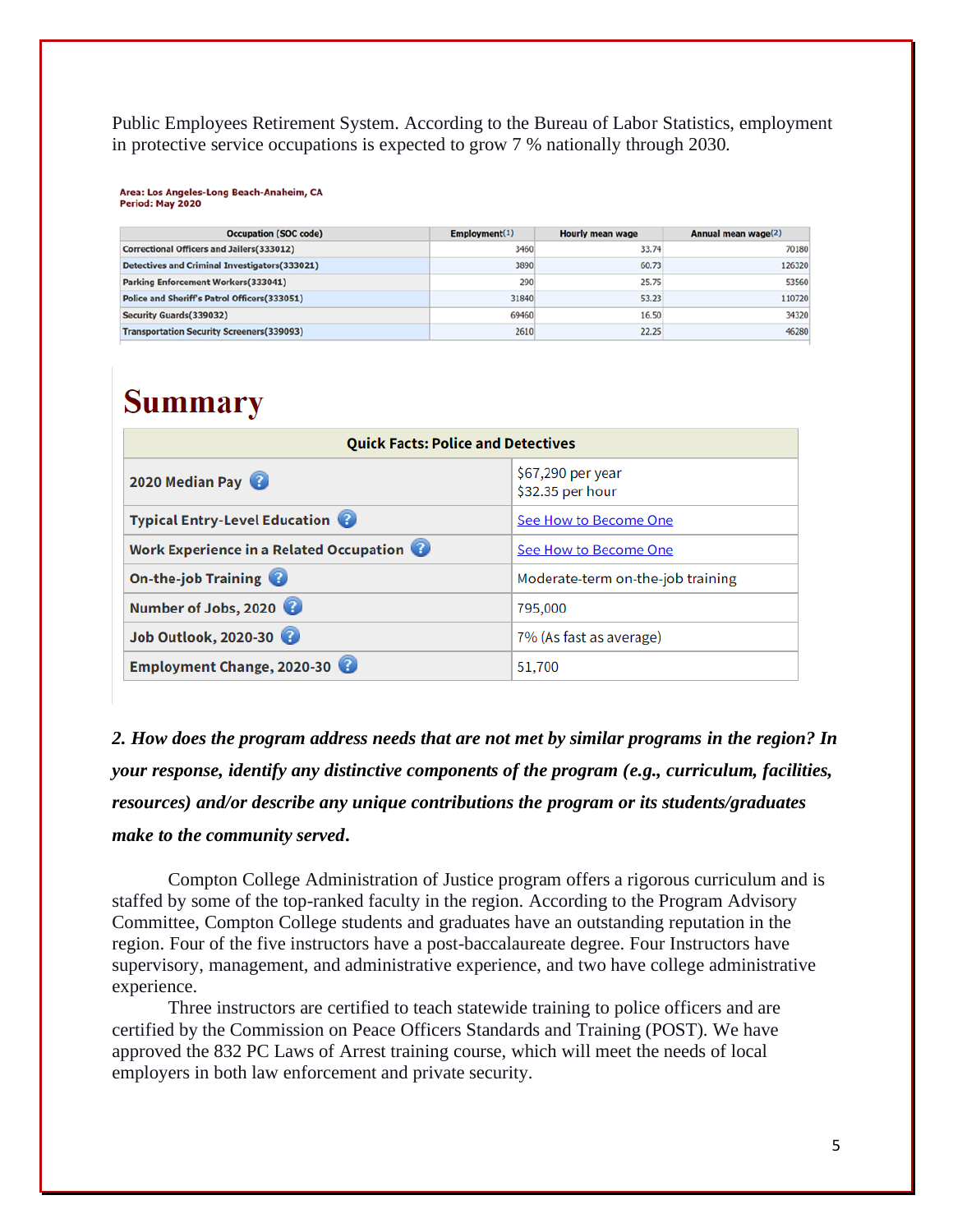Public Employees Retirement System. According to the Bureau of Labor Statistics, employment in protective service occupations is expected to grow 7 % nationally through 2030.

**Area: Los Angeles-Long Beach-Anaheim, CA**
**Period: May 2020**

| Occupation (SOC code) | Employment(1) | Hourly mean wage | Annual mean wage(2) |
|---|---|---|---|
| Correctional Officers and Jailers(333012) | 3460 | 33.74 | 70180 |
| Detectives and Criminal Investigators(333021) | 3890 | 60.73 | 126320 |
| Parking Enforcement Workers(333041) | 290 | 25.75 | 53560 |
| Police and Sheriff's Patrol Officers(333051) | 31840 | 53.23 | 110720 |
| Security Guards(339032) | 69460 | 16.50 | 34320 |
| Transportation Security Screeners(339093) | 2610 | 22.25 | 46280 |

# Summary

| Quick Facts: Police and Detectives | |
|---|---|
| 2020 Median Pay | $67,290 per year<br>$32.35 per hour |
| Typical Entry-Level Education | See How to Become One |
| Work Experience in a Related Occupation | See How to Become One |
| On-the-job Training | Moderate-term on-the-job training |
| Number of Jobs, 2020 | 795,000 |
| Job Outlook, 2020-30 | 7% (As fast as average) |
| Employment Change, 2020-30 | 51,700 |

***2. How does the program address needs that are not met by similar programs in the region? In your response, identify any distinctive components of the program (e.g., curriculum, facilities, resources) and/or describe any unique contributions the program or its students/graduates make to the community served.***

Compton College Administration of Justice program offers a rigorous curriculum and is staffed by some of the top-ranked faculty in the region. According to the Program Advisory Committee, Compton College students and graduates have an outstanding reputation in the region. Four of the five instructors have a post-baccalaureate degree. Four Instructors have supervisory, management, and administrative experience, and two have college administrative experience.

Three instructors are certified to teach statewide training to police officers and are certified by the Commission on Peace Officers Standards and Training (POST). We have approved the 832 PC Laws of Arrest training course, which will meet the needs of local employers in both law enforcement and private security.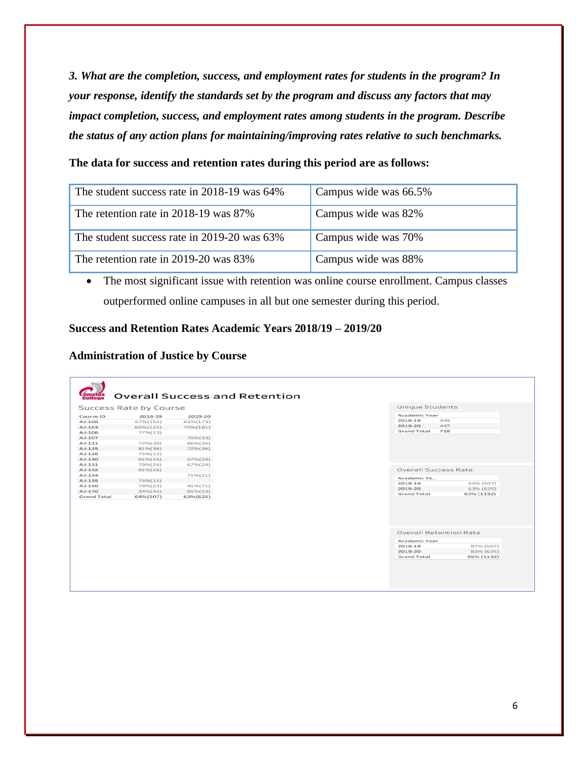***3. What are the completion, success, and employment rates for students in the program? In your response, identify the standards set by the program and discuss any factors that may impact completion, success, and employment rates among students in the program. Describe the status of any action plans for maintaining/improving rates relative to such benchmarks.***

**The data for success and retention rates during this period are as follows:**

| | |
|---|---|
| The student success rate in 2018-19 was 64% | Campus wide was 66.5% |
| The retention rate in 2018-19 was 87% | Campus wide was 82% |
| The student success rate in 2019-20 was 63% | Campus wide was 70% |
| The retention rate in 2019-20 was 83% | Campus wide was 88% |

- The most significant issue with retention was online course enrollment. Campus classes outperformed online campuses in all but one semester during this period.

**Success and Retention Rates Academic Years 2018/19 – 2019/20**

**Administration of Justice by Course**

Compton College

Overall Success and Retention

Success Rate by Course

| Course ID | 2018-19 | 2019-20 |
|---|---|---|
| AJ-100 | 57%(154) | 61%(173) |
| AJ-103 | 60%(115) | 70%(181) |
| AJ-106 | 77%(13) | |
| AJ-107 | | 70%(33) |
| AJ-111 | 72%(39) | 66%(35) |
| AJ-115 | 81%(36) | 72%(36) |
| AJ-126 | 75%(12) | |
| AJ-130 | 81%(16) | 57%(28) |
| AJ-131 | 79%(24) | 67%(24) |
| AJ-132 | 81%(16) | |
| AJ-134 | | 71%(21) |
| AJ-135 | 73%(15) | |
| AJ-150 | 78%(23) | 41%(71) |
| AJ-170 | 34%(44) | 65%(23) |
| Grand Total | 64%(507) | 63%(625) |

Unique Students

| Academic Year | |
|---|---|
| 2018-19 | 349 |
| 2019-20 | 447 |
| Grand Total | 718 |

Overall Success Rate

| Academic Ye.. | |
|---|---|
| 2018-19 | 64% (507) |
| 2019-20 | 63% (625) |
| Grand Total | 63% (1132) |

Overall Retention Rate

| Academic Year | |
|---|---|
| 2018-19 | 87% (507) |
| 2019-20 | 83% (625) |
| Grand Total | 85% (1132) |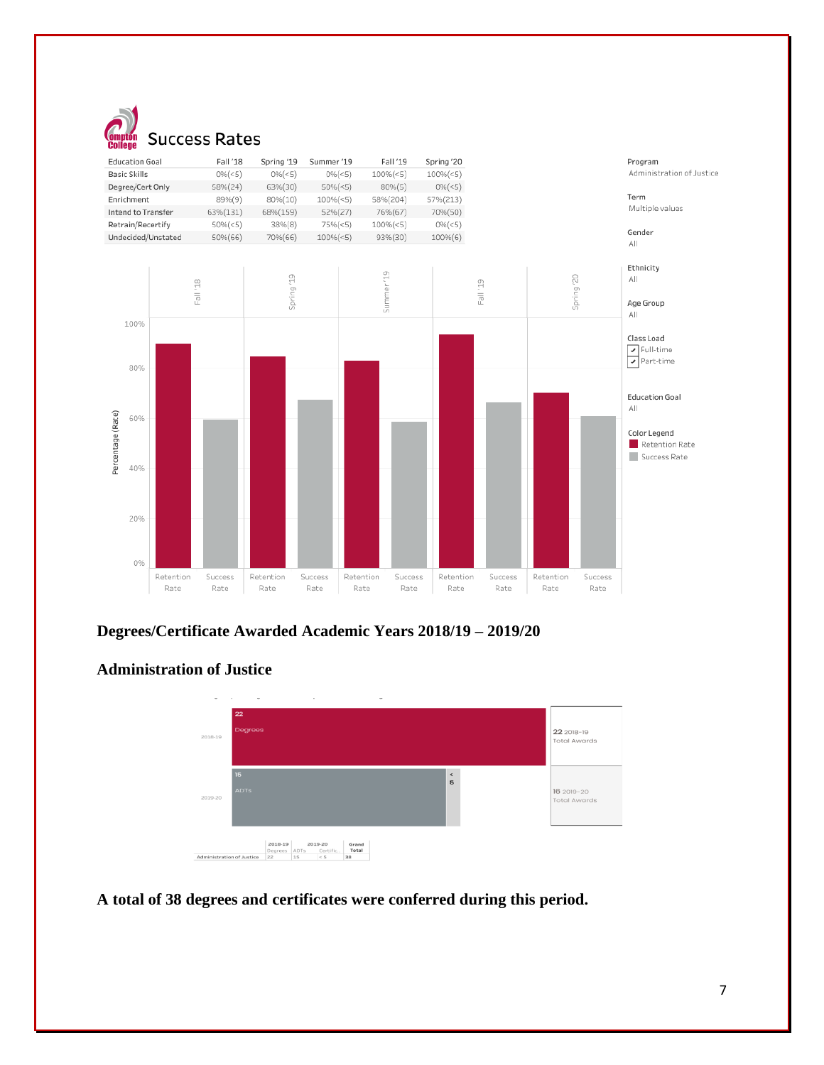## Success Rates

| Education Goal | Fall '18 | Spring '19 | Summer '19 | Fall '19 | Spring '20 |
|---|---|---|---|---|---|
| Basic Skills | 0%(<5) | 0%(<5) | 0%(<5) | 100%(<5) | 100%(<5) |
| Degree/Cert Only | 58%(24) | 63%(30) | 50%(<5) | 80%(5) | 0%(<5) |
| Enrichment | 89%(9) | 80%(10) | 100%(<5) | 58%(204) | 57%(213) |
| Intend to Transfer | 63%(131) | 68%(159) | 52%(27) | 76%(67) | 70%(50) |
| Retrain/Recertify | 50%(<5) | 38%(8) | 75%(<5) | 100%(<5) | 0%(<5) |
| Undecided/Unstated | 50%(66) | 70%(66) | 100%(<5) | 93%(30) | 100%(6) |

Program: Administration of Justice
Term: Multiple values
Gender: All
Ethnicity: All
Age Group: All
Class Load: Full-time, Part-time
Education Goal: All

Color Legend: Retention Rate, Success Rate

### Degrees/Certificate Awarded Academic Years 2018/19 – 2019/20

### Administration of Justice

| | 2018-19 | 2019-20 | | Grand Total |
|---|---|---|---|---|
| | Degrees | ADTs | Certific.. | |
| Administration of Justice | 22 | 15 | < 5 | 38 |

22 2018-19 Total Awards

16 2019-20 Total Awards

**A total of 38 degrees and certificates were conferred during this period.**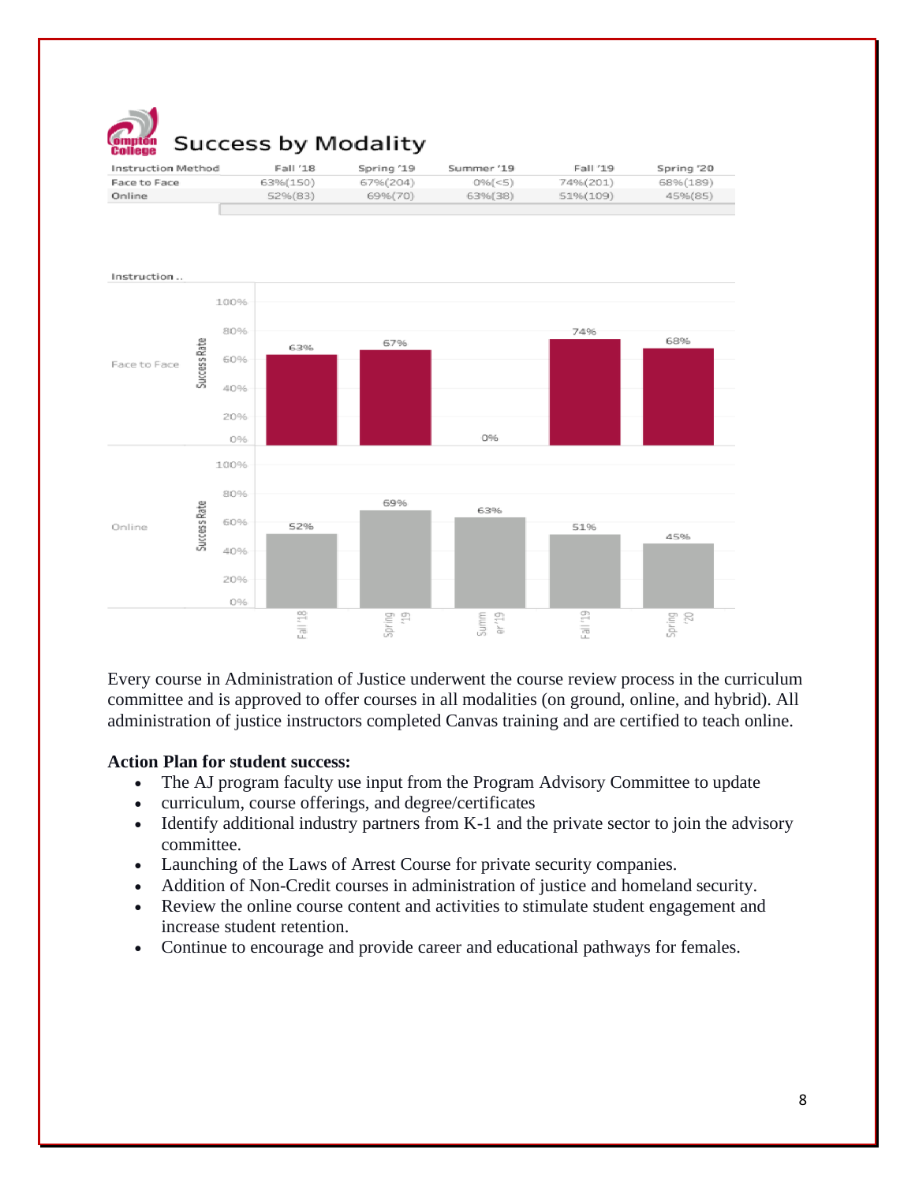## Success by Modality

| Instruction Method | Fall '18 | Spring '19 | Summer '19 | Fall '19 | Spring '20 |
|---|---|---|---|---|---|
| Face to Face | 63%(150) | 67%(204) | 0%(<5) | 74%(201) | 68%(189) |
| Online | 52%(83) | 69%(70) | 63%(38) | 51%(109) | 45%(85) |

Every course in Administration of Justice underwent the course review process in the curriculum committee and is approved to offer courses in all modalities (on ground, online, and hybrid). All administration of justice instructors completed Canvas training and are certified to teach online.

**Action Plan for student success:**

- The AJ program faculty use input from the Program Advisory Committee to update
- curriculum, course offerings, and degree/certificates
- Identify additional industry partners from K-1 and the private sector to join the advisory committee.
- Launching of the Laws of Arrest Course for private security companies.
- Addition of Non-Credit courses in administration of justice and homeland security.
- Review the online course content and activities to stimulate student engagement and increase student retention.
- Continue to encourage and provide career and educational pathways for females.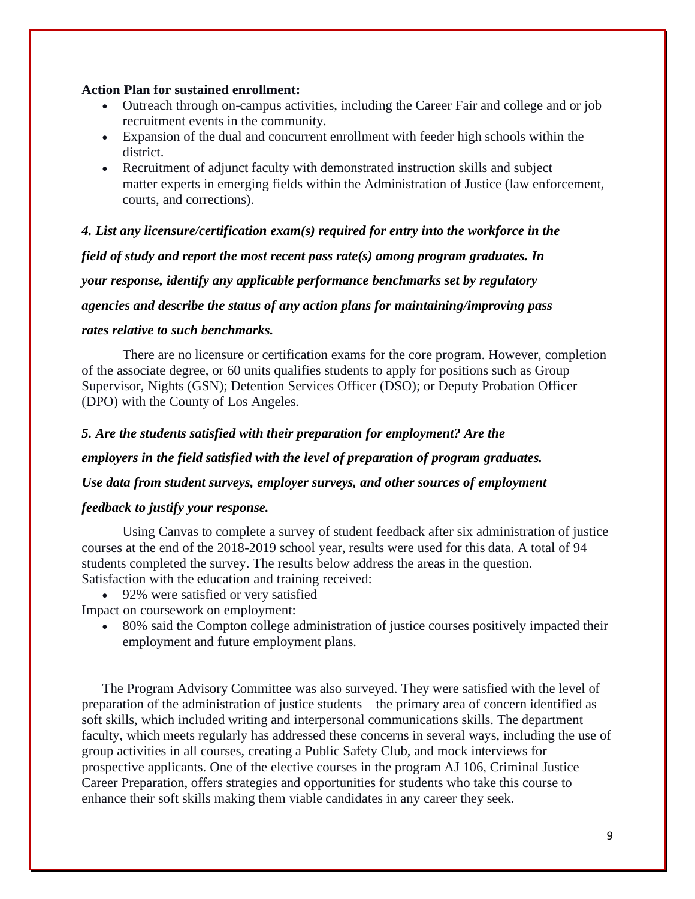**Action Plan for sustained enrollment:**

- Outreach through on-campus activities, including the Career Fair and college and or job recruitment events in the community.
- Expansion of the dual and concurrent enrollment with feeder high schools within the district.
- Recruitment of adjunct faculty with demonstrated instruction skills and subject matter experts in emerging fields within the Administration of Justice (law enforcement, courts, and corrections).

***4. List any licensure/certification exam(s) required for entry into the workforce in the field of study and report the most recent pass rate(s) among program graduates. In your response, identify any applicable performance benchmarks set by regulatory agencies and describe the status of any action plans for maintaining/improving pass rates relative to such benchmarks.***

There are no licensure or certification exams for the core program. However, completion of the associate degree, or 60 units qualifies students to apply for positions such as Group Supervisor, Nights (GSN); Detention Services Officer (DSO); or Deputy Probation Officer (DPO) with the County of Los Angeles.

***5. Are the students satisfied with their preparation for employment? Are the employers in the field satisfied with the level of preparation of program graduates. Use data from student surveys, employer surveys, and other sources of employment feedback to justify your response.***

Using Canvas to complete a survey of student feedback after six administration of justice courses at the end of the 2018-2019 school year, results were used for this data. A total of 94 students completed the survey. The results below address the areas in the question.
Satisfaction with the education and training received:

- 92% were satisfied or very satisfied

Impact on coursework on employment:

- 80% said the Compton college administration of justice courses positively impacted their employment and future employment plans.

The Program Advisory Committee was also surveyed. They were satisfied with the level of preparation of the administration of justice students—the primary area of concern identified as soft skills, which included writing and interpersonal communications skills. The department faculty, which meets regularly has addressed these concerns in several ways, including the use of group activities in all courses, creating a Public Safety Club, and mock interviews for prospective applicants. One of the elective courses in the program AJ 106, Criminal Justice Career Preparation, offers strategies and opportunities for students who take this course to enhance their soft skills making them viable candidates in any career they seek.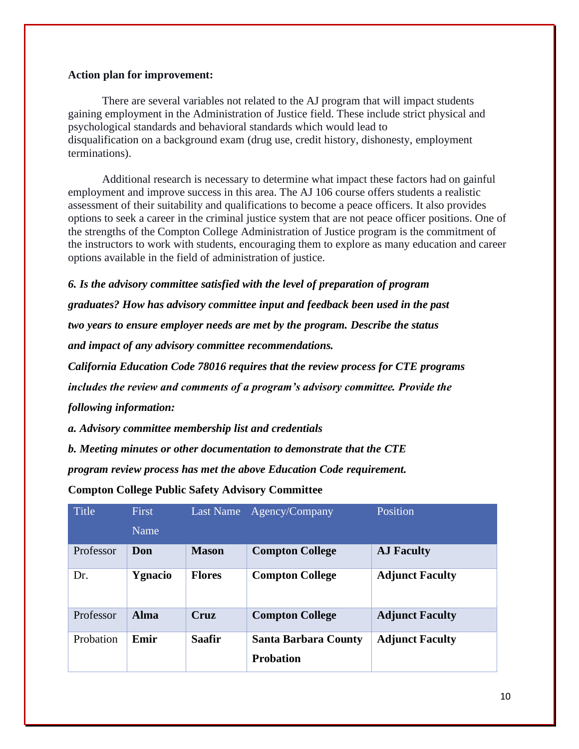**Action plan for improvement:**

There are several variables not related to the AJ program that will impact students gaining employment in the Administration of Justice field. These include strict physical and psychological standards and behavioral standards which would lead to disqualification on a background exam (drug use, credit history, dishonesty, employment terminations).

Additional research is necessary to determine what impact these factors had on gainful employment and improve success in this area. The AJ 106 course offers students a realistic assessment of their suitability and qualifications to become a peace officers. It also provides options to seek a career in the criminal justice system that are not peace officer positions. One of the strengths of the Compton College Administration of Justice program is the commitment of the instructors to work with students, encouraging them to explore as many education and career options available in the field of administration of justice.

***6. Is the advisory committee satisfied with the level of preparation of program graduates? How has advisory committee input and feedback been used in the past two years to ensure employer needs are met by the program. Describe the status and impact of any advisory committee recommendations.***

***California Education Code 78016 requires that the review process for CTE programs includes the review and comments of a program's advisory committee. Provide the following information:***

***a. Advisory committee membership list and credentials***

***b. Meeting minutes or other documentation to demonstrate that the CTE program review process has met the above Education Code requirement.***

**Compton College Public Safety Advisory Committee**

| Title | First Name | Last Name | Agency/Company | Position |
|---|---|---|---|---|
| Professor | **Don** | **Mason** | **Compton College** | **AJ Faculty** |
| Dr. | **Ygnacio** | **Flores** | **Compton College** | **Adjunct Faculty** |
| Professor | **Alma** | **Cruz** | **Compton College** | **Adjunct Faculty** |
| Probation | **Emir** | **Saafir** | **Santa Barbara County Probation** | **Adjunct Faculty** |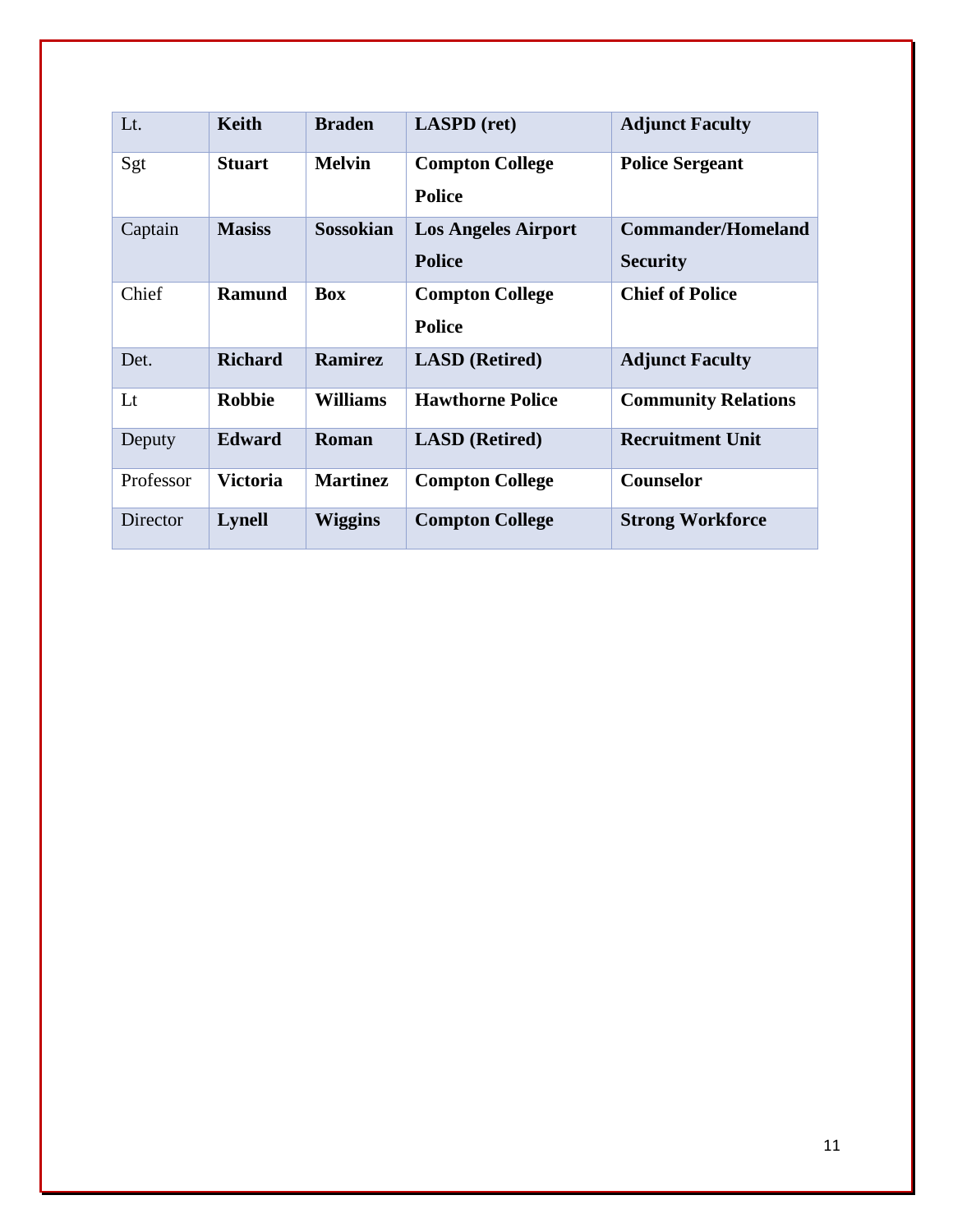| Lt. | **Keith** | **Braden** | **LASPD (ret)** | **Adjunct Faculty** |
|---|---|---|---|---|
| Sgt | **Stuart** | **Melvin** | **Compton College Police** | **Police Sergeant** |
| Captain | **Masiss** | **Sossokian** | **Los Angeles Airport Police** | **Commander/Homeland Security** |
| Chief | **Ramund** | **Box** | **Compton College Police** | **Chief of Police** |
| Det. | **Richard** | **Ramirez** | **LASD (Retired)** | **Adjunct Faculty** |
| Lt | **Robbie** | **Williams** | **Hawthorne Police** | **Community Relations** |
| Deputy | **Edward** | **Roman** | **LASD (Retired)** | **Recruitment Unit** |
| Professor | **Victoria** | **Martinez** | **Compton College** | **Counselor** |
| Director | **Lynell** | **Wiggins** | **Compton College** | **Strong Workforce** |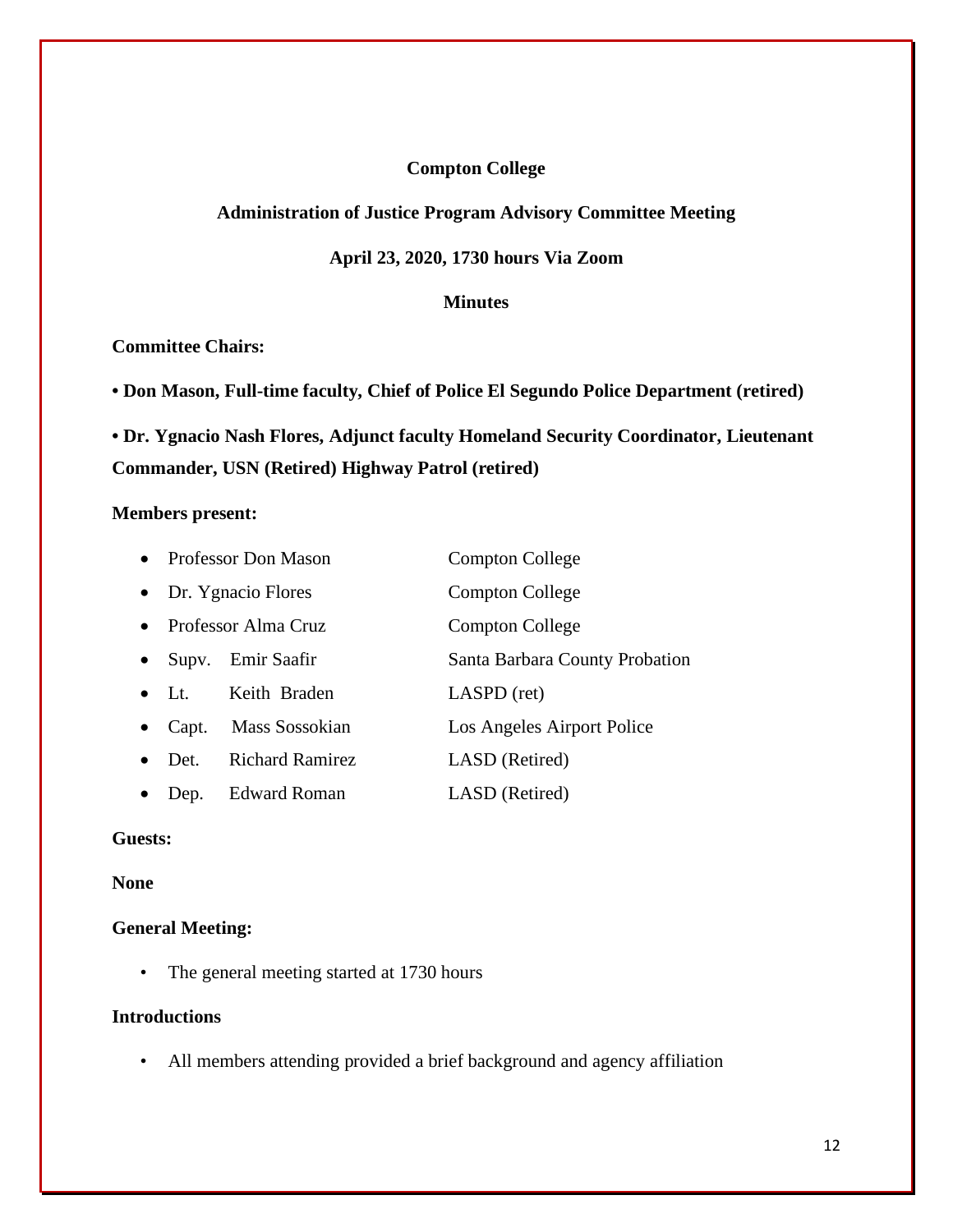**Compton College**

**Administration of Justice Program Advisory Committee Meeting**

**April 23, 2020, 1730 hours Via Zoom**

**Minutes**

**Committee Chairs:**

**• Don Mason, Full-time faculty, Chief of Police El Segundo Police Department (retired)**

**• Dr. Ygnacio Nash Flores, Adjunct faculty Homeland Security Coordinator, Lieutenant Commander, USN (Retired) Highway Patrol (retired)**

**Members present:**

- Professor Don Mason — Compton College
- Dr. Ygnacio Flores — Compton College
- Professor Alma Cruz — Compton College
- Supv. Emir Saafir — Santa Barbara County Probation
- Lt. Keith Braden — LASPD (ret)
- Capt. Mass Sossokian — Los Angeles Airport Police
- Det. Richard Ramirez — LASD (Retired)
- Dep. Edward Roman — LASD (Retired)

**Guests:**

**None**

**General Meeting:**

- The general meeting started at 1730 hours

**Introductions**

- All members attending provided a brief background and agency affiliation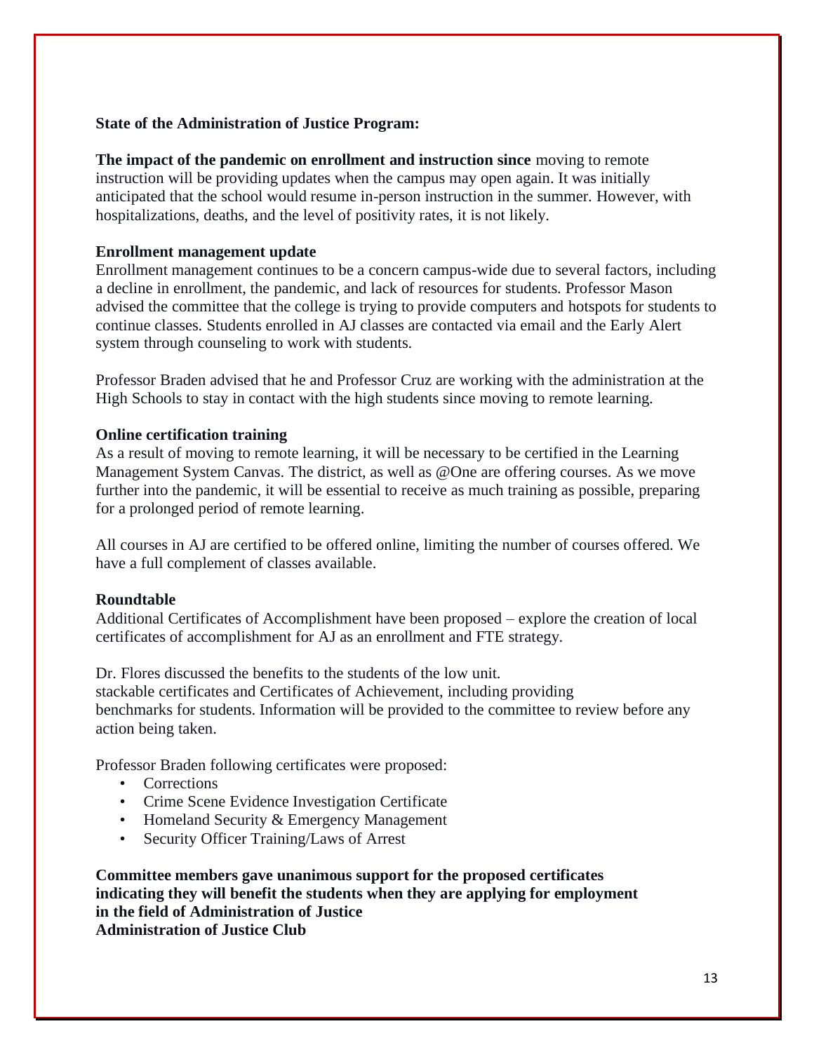**State of the Administration of Justice Program:**

**The impact of the pandemic on enrollment and instruction since** moving to remote instruction will be providing updates when the campus may open again. It was initially anticipated that the school would resume in-person instruction in the summer. However, with hospitalizations, deaths, and the level of positivity rates, it is not likely.

**Enrollment management update**

Enrollment management continues to be a concern campus-wide due to several factors, including a decline in enrollment, the pandemic, and lack of resources for students. Professor Mason advised the committee that the college is trying to provide computers and hotspots for students to continue classes. Students enrolled in AJ classes are contacted via email and the Early Alert system through counseling to work with students.

Professor Braden advised that he and Professor Cruz are working with the administration at the High Schools to stay in contact with the high students since moving to remote learning.

**Online certification training**

As a result of moving to remote learning, it will be necessary to be certified in the Learning Management System Canvas. The district, as well as @One are offering courses. As we move further into the pandemic, it will be essential to receive as much training as possible, preparing for a prolonged period of remote learning.

All courses in AJ are certified to be offered online, limiting the number of courses offered. We have a full complement of classes available.

**Roundtable**

Additional Certificates of Accomplishment have been proposed – explore the creation of local certificates of accomplishment for AJ as an enrollment and FTE strategy.

Dr. Flores discussed the benefits to the students of the low unit.
stackable certificates and Certificates of Achievement, including providing
benchmarks for students. Information will be provided to the committee to review before any action being taken.

Professor Braden following certificates were proposed:

- Corrections
- Crime Scene Evidence Investigation Certificate
- Homeland Security & Emergency Management
- Security Officer Training/Laws of Arrest

**Committee members gave unanimous support for the proposed certificates indicating they will benefit the students when they are applying for employment in the field of Administration of Justice**

**Administration of Justice Club**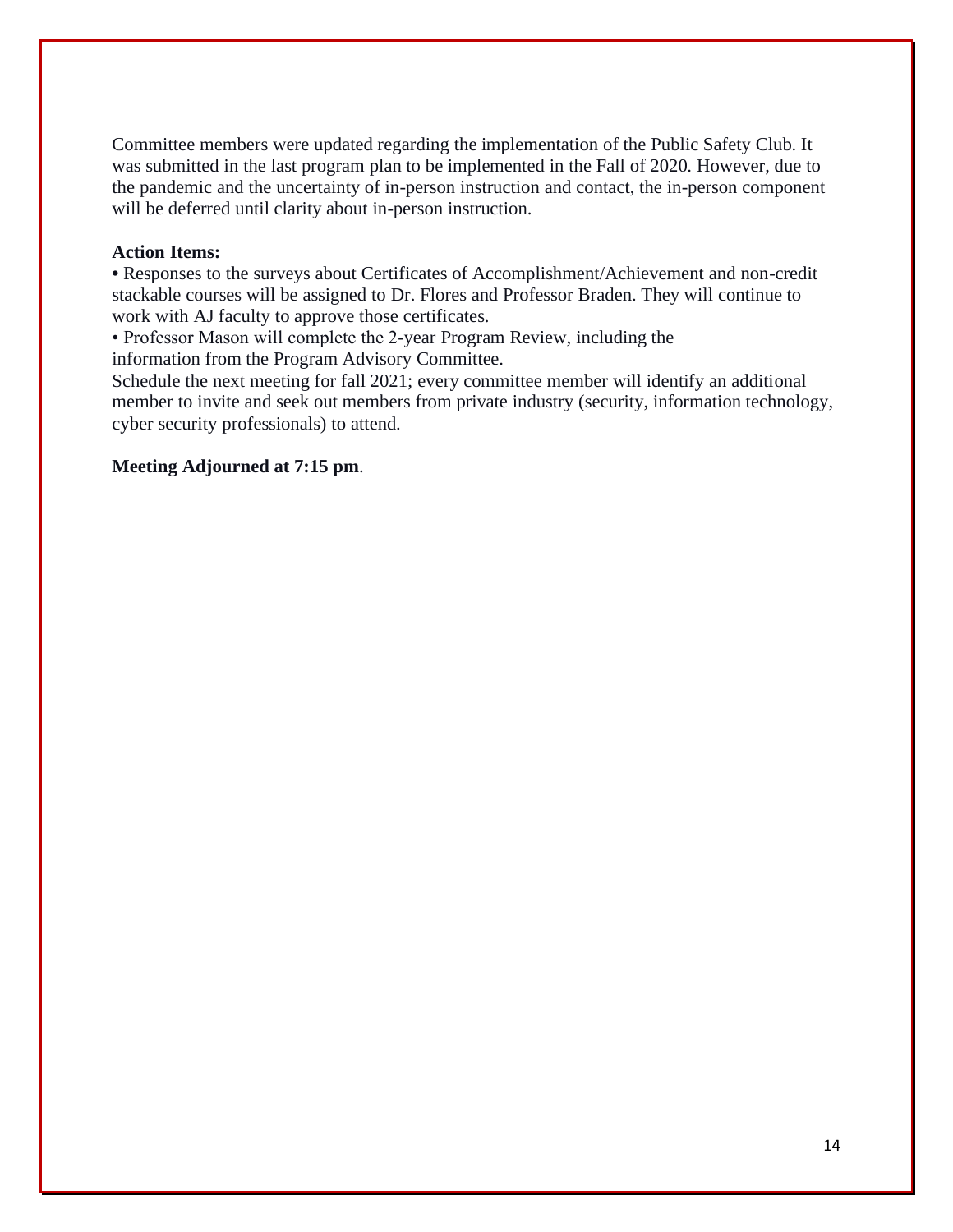Committee members were updated regarding the implementation of the Public Safety Club. It was submitted in the last program plan to be implemented in the Fall of 2020. However, due to the pandemic and the uncertainty of in-person instruction and contact, the in-person component will be deferred until clarity about in-person instruction.

**Action Items:**

- Responses to the surveys about Certificates of Accomplishment/Achievement and non-credit stackable courses will be assigned to Dr. Flores and Professor Braden. They will continue to work with AJ faculty to approve those certificates.
- Professor Mason will complete the 2-year Program Review, including the information from the Program Advisory Committee.

Schedule the next meeting for fall 2021; every committee member will identify an additional member to invite and seek out members from private industry (security, information technology, cyber security professionals) to attend.

**Meeting Adjourned at 7:15 pm**.